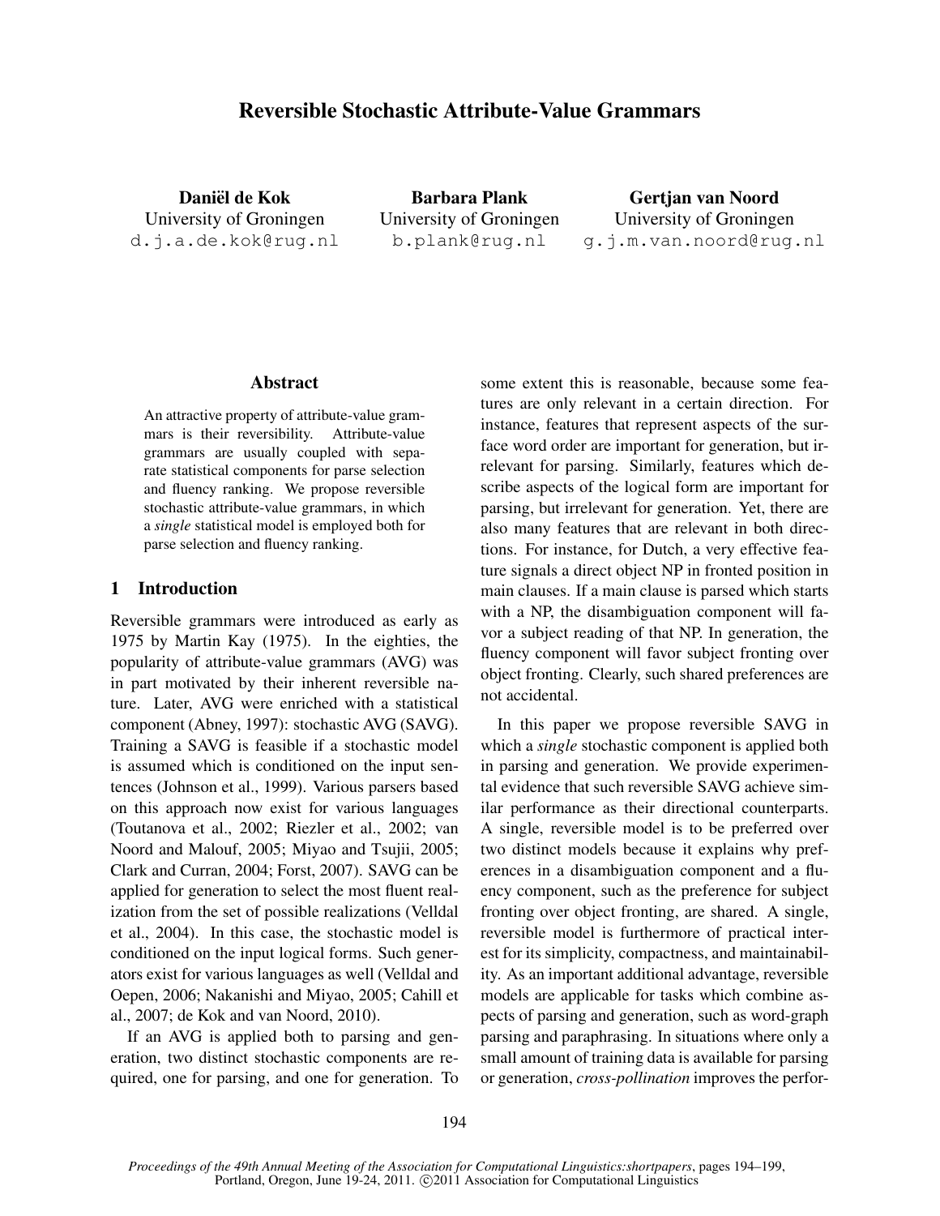# Reversible Stochastic Attribute-Value Grammars

**Daniël de Kok**
University of Groningen
d.j.a.de.kok@rug.nl

**Barbara Plank**
University of Groningen
b.plank@rug.nl

**Gertjan van Noord**
University of Groningen
g.j.m.van.noord@rug.nl

## Abstract

An attractive property of attribute-value grammars is their reversibility. Attribute-value grammars are usually coupled with separate statistical components for parse selection and fluency ranking. We propose reversible stochastic attribute-value grammars, in which a *single* statistical model is employed both for parse selection and fluency ranking.

## 1 Introduction

Reversible grammars were introduced as early as 1975 by Martin Kay (1975). In the eighties, the popularity of attribute-value grammars (AVG) was in part motivated by their inherent reversible nature. Later, AVG were enriched with a statistical component (Abney, 1997): stochastic AVG (SAVG). Training a SAVG is feasible if a stochastic model is assumed which is conditioned on the input sentences (Johnson et al., 1999). Various parsers based on this approach now exist for various languages (Toutanova et al., 2002; Riezler et al., 2002; van Noord and Malouf, 2005; Miyao and Tsujii, 2005; Clark and Curran, 2004; Forst, 2007). SAVG can be applied for generation to select the most fluent realization from the set of possible realizations (Velldal et al., 2004). In this case, the stochastic model is conditioned on the input logical forms. Such generators exist for various languages as well (Velldal and Oepen, 2006; Nakanishi and Miyao, 2005; Cahill et al., 2007; de Kok and van Noord, 2010).

If an AVG is applied both to parsing and generation, two distinct stochastic components are required, one for parsing, and one for generation. To some extent this is reasonable, because some features are only relevant in a certain direction. For instance, features that represent aspects of the surface word order are important for generation, but irrelevant for parsing. Similarly, features which describe aspects of the logical form are important for parsing, but irrelevant for generation. Yet, there are also many features that are relevant in both directions. For instance, for Dutch, a very effective feature signals a direct object NP in fronted position in main clauses. If a main clause is parsed which starts with a NP, the disambiguation component will favor a subject reading of that NP. In generation, the fluency component will favor subject fronting over object fronting. Clearly, such shared preferences are not accidental.

In this paper we propose reversible SAVG in which a *single* stochastic component is applied both in parsing and generation. We provide experimental evidence that such reversible SAVG achieve similar performance as their directional counterparts. A single, reversible model is to be preferred over two distinct models because it explains why preferences in a disambiguation component and a fluency component, such as the preference for subject fronting over object fronting, are shared. A single, reversible model is furthermore of practical interest for its simplicity, compactness, and maintainability. As an important additional advantage, reversible models are applicable for tasks which combine aspects of parsing and generation, such as word-graph parsing and paraphrasing. In situations where only a small amount of training data is available for parsing or generation, *cross-pollination* improves the perfor-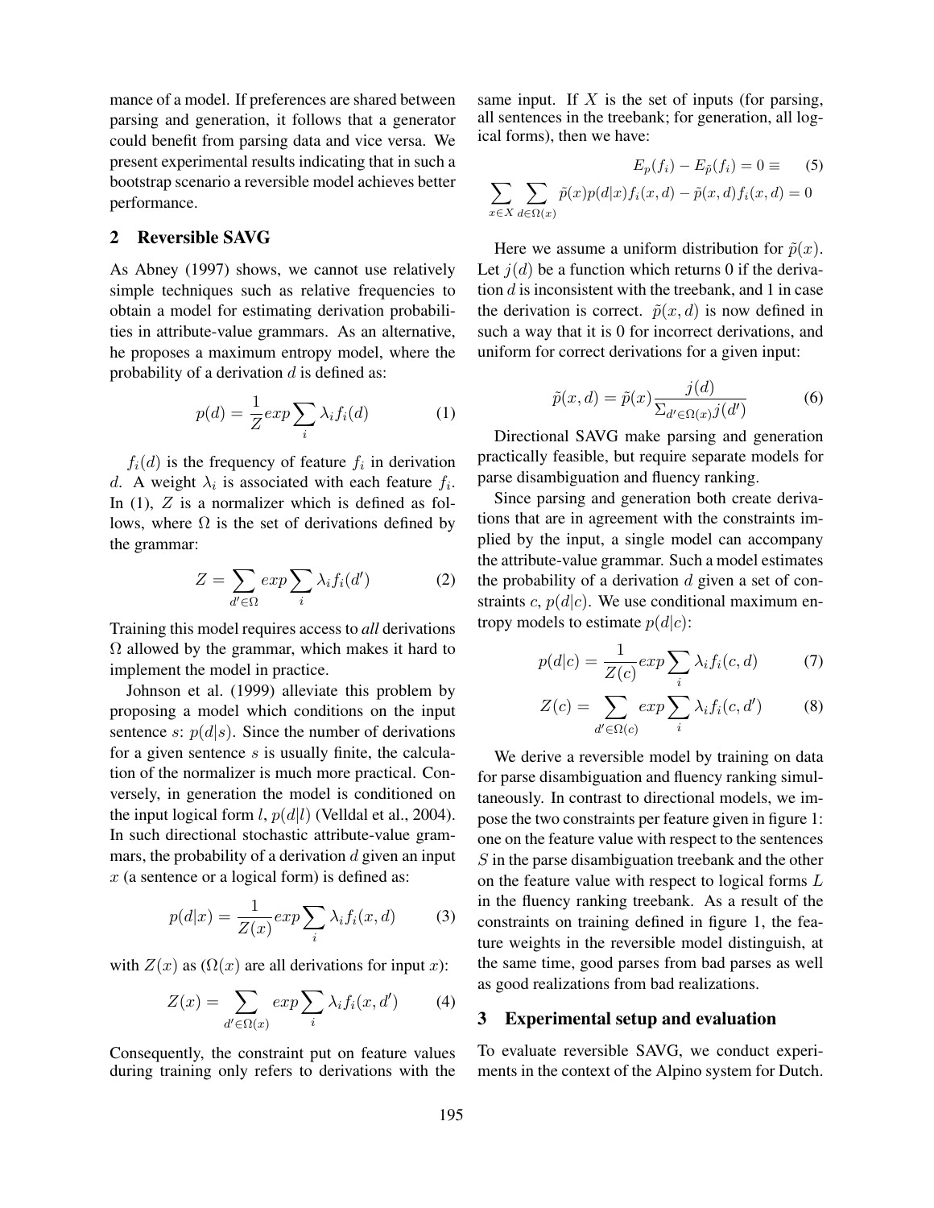mance of a model. If preferences are shared between parsing and generation, it follows that a generator could benefit from parsing data and vice versa. We present experimental results indicating that in such a bootstrap scenario a reversible model achieves better performance.

## 2 Reversible SAVG

As Abney (1997) shows, we cannot use relatively simple techniques such as relative frequencies to obtain a model for estimating derivation probabilities in attribute-value grammars. As an alternative, he proposes a maximum entropy model, where the probability of a derivation $d$ is defined as:

$$p(d) = \frac{1}{Z} exp \sum_i \lambda_i f_i(d) \tag{1}$$

$f_i(d)$ is the frequency of feature $f_i$ in derivation $d$. A weight $\lambda_i$ is associated with each feature $f_i$. In (1), $Z$ is a normalizer which is defined as follows, where $\Omega$ is the set of derivations defined by the grammar:

$$Z = \sum_{d' \in \Omega} exp \sum_i \lambda_i f_i(d') \tag{2}$$

Training this model requires access to *all* derivations $\Omega$ allowed by the grammar, which makes it hard to implement the model in practice.

Johnson et al. (1999) alleviate this problem by proposing a model which conditions on the input sentence $s$: $p(d|s)$. Since the number of derivations for a given sentence $s$ is usually finite, the calculation of the normalizer is much more practical. Conversely, in generation the model is conditioned on the input logical form $l$, $p(d|l)$ (Velldal et al., 2004). In such directional stochastic attribute-value grammars, the probability of a derivation $d$ given an input $x$ (a sentence or a logical form) is defined as:

$$p(d|x) = \frac{1}{Z(x)} exp \sum_i \lambda_i f_i(x, d) \tag{3}$$

with $Z(x)$ as ($\Omega(x)$ are all derivations for input $x$):

$$Z(x) = \sum_{d' \in \Omega(x)} exp \sum_i \lambda_i f_i(x, d') \tag{4}$$

Consequently, the constraint put on feature values during training only refers to derivations with the same input. If $X$ is the set of inputs (for parsing, all sentences in the treebank; for generation, all logical forms), then we have:

$$E_p(f_i) - E_{\tilde{p}}(f_i) = 0 \equiv \tag{5}$$
$$\sum_{x \in X} \sum_{d \in \Omega(x)} \tilde{p}(x) p(d|x) f_i(x, d) - \tilde{p}(x, d) f_i(x, d) = 0$$

Here we assume a uniform distribution for $\tilde{p}(x)$. Let $j(d)$ be a function which returns 0 if the derivation $d$ is inconsistent with the treebank, and 1 in case the derivation is correct. $\tilde{p}(x, d)$ is now defined in such a way that it is 0 for incorrect derivations, and uniform for correct derivations for a given input:

$$\tilde{p}(x, d) = \tilde{p}(x) \frac{j(d)}{\Sigma_{d' \in \Omega(x)} j(d')} \tag{6}$$

Directional SAVG make parsing and generation practically feasible, but require separate models for parse disambiguation and fluency ranking.

Since parsing and generation both create derivations that are in agreement with the constraints implied by the input, a single model can accompany the attribute-value grammar. Such a model estimates the probability of a derivation $d$ given a set of constraints $c$, $p(d|c)$. We use conditional maximum entropy models to estimate $p(d|c)$:

$$p(d|c) = \frac{1}{Z(c)} exp \sum_i \lambda_i f_i(c, d) \tag{7}$$

$$Z(c) = \sum_{d' \in \Omega(c)} exp \sum_i \lambda_i f_i(c, d') \tag{8}$$

We derive a reversible model by training on data for parse disambiguation and fluency ranking simultaneously. In contrast to directional models, we impose the two constraints per feature given in figure 1: one on the feature value with respect to the sentences $S$ in the parse disambiguation treebank and the other on the feature value with respect to logical forms $L$ in the fluency ranking treebank. As a result of the constraints on training defined in figure 1, the feature weights in the reversible model distinguish, at the same time, good parses from bad parses as well as good realizations from bad realizations.

## 3 Experimental setup and evaluation

To evaluate reversible SAVG, we conduct experiments in the context of the Alpino system for Dutch.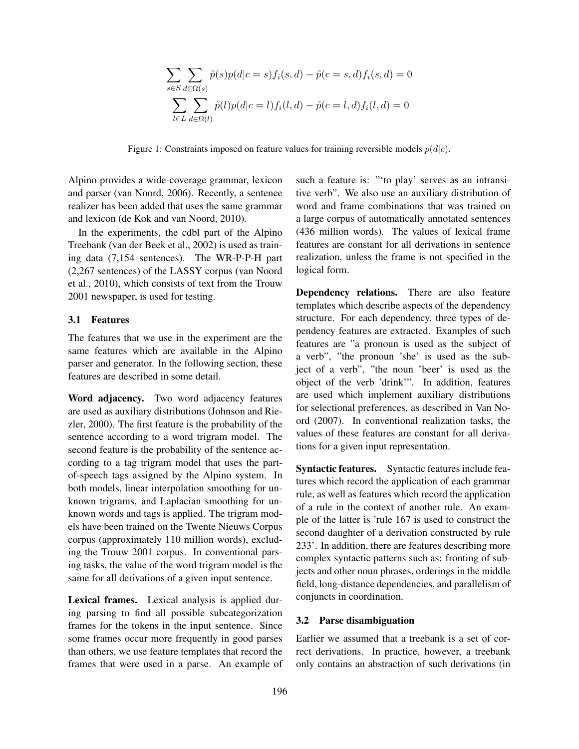$$\sum_{s \in S} \sum_{d \in \Omega(s)} \tilde{p}(s) p(d|c=s) f_i(s,d) - \tilde{p}(c=s,d) f_i(s,d) = 0$$

$$\sum_{l \in L} \sum_{d \in \Omega(l)} \tilde{p}(l) p(d|c=l) f_i(l,d) - \tilde{p}(c=l,d) f_i(l,d) = 0$$

Figure 1: Constraints imposed on feature values for training reversible models $p(d|c)$.

Alpino provides a wide-coverage grammar, lexicon and parser (van Noord, 2006). Recently, a sentence realizer has been added that uses the same grammar and lexicon (de Kok and van Noord, 2010).

In the experiments, the cdbl part of the Alpino Treebank (van der Beek et al., 2002) is used as training data (7,154 sentences). The WR-P-P-H part (2,267 sentences) of the LASSY corpus (van Noord et al., 2010), which consists of text from the Trouw 2001 newspaper, is used for testing.

### 3.1 Features

The features that we use in the experiment are the same features which are available in the Alpino parser and generator. In the following section, these features are described in some detail.

**Word adjacency.** Two word adjacency features are used as auxiliary distributions (Johnson and Riezler, 2000). The first feature is the probability of the sentence according to a word trigram model. The second feature is the probability of the sentence according to a tag trigram model that uses the part-of-speech tags assigned by the Alpino system. In both models, linear interpolation smoothing for unknown trigrams, and Laplacian smoothing for unknown words and tags is applied. The trigram models have been trained on the Twente Nieuws Corpus corpus (approximately 110 million words), excluding the Trouw 2001 corpus. In conventional parsing tasks, the value of the word trigram model is the same for all derivations of a given input sentence.

**Lexical frames.** Lexical analysis is applied during parsing to find all possible subcategorization frames for the tokens in the input sentence. Since some frames occur more frequently in good parses than others, we use feature templates that record the frames that were used in a parse. An example of such a feature is: "'to play' serves as an intransitive verb". We also use an auxiliary distribution of word and frame combinations that was trained on a large corpus of automatically annotated sentences (436 million words). The values of lexical frame features are constant for all derivations in sentence realization, unless the frame is not specified in the logical form.

**Dependency relations.** There are also feature templates which describe aspects of the dependency structure. For each dependency, three types of dependency features are extracted. Examples of such features are "a pronoun is used as the subject of a verb", "the pronoun 'she' is used as the subject of a verb", "the noun 'beer' is used as the object of the verb 'drink'". In addition, features are used which implement auxiliary distributions for selectional preferences, as described in Van Noord (2007). In conventional realization tasks, the values of these features are constant for all derivations for a given input representation.

**Syntactic features.** Syntactic features include features which record the application of each grammar rule, as well as features which record the application of a rule in the context of another rule. An example of the latter is 'rule 167 is used to construct the second daughter of a derivation constructed by rule 233'. In addition, there are features describing more complex syntactic patterns such as: fronting of subjects and other noun phrases, orderings in the middle field, long-distance dependencies, and parallelism of conjuncts in coordination.

### 3.2 Parse disambiguation

Earlier we assumed that a treebank is a set of correct derivations. In practice, however, a treebank only contains an abstraction of such derivations (in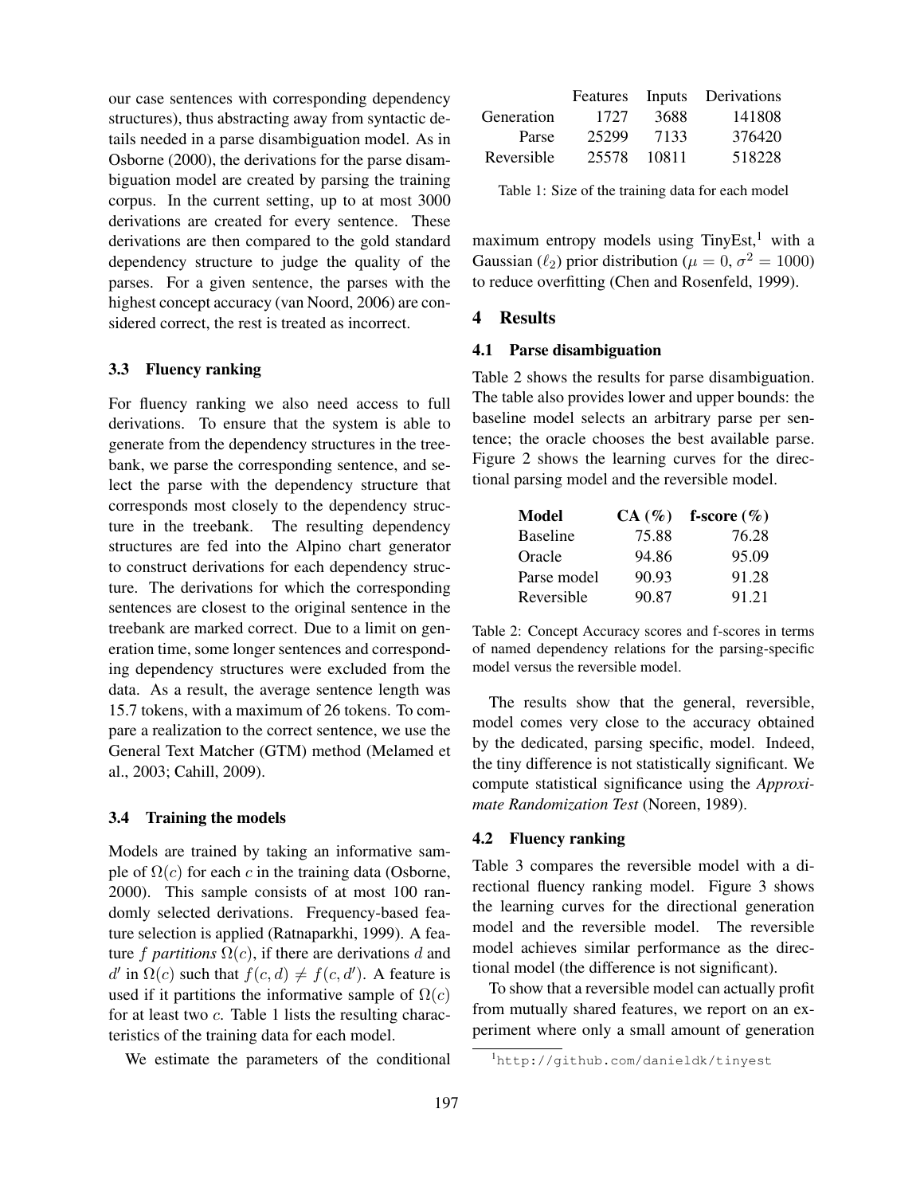our case sentences with corresponding dependency structures), thus abstracting away from syntactic details needed in a parse disambiguation model. As in Osborne (2000), the derivations for the parse disambiguation model are created by parsing the training corpus. In the current setting, up to at most 3000 derivations are created for every sentence. These derivations are then compared to the gold standard dependency structure to judge the quality of the parses. For a given sentence, the parses with the highest concept accuracy (van Noord, 2006) are considered correct, the rest is treated as incorrect.

### 3.3 Fluency ranking

For fluency ranking we also need access to full derivations. To ensure that the system is able to generate from the dependency structures in the treebank, we parse the corresponding sentence, and select the parse with the dependency structure that corresponds most closely to the dependency structure in the treebank. The resulting dependency structures are fed into the Alpino chart generator to construct derivations for each dependency structure. The derivations for which the corresponding sentences are closest to the original sentence in the treebank are marked correct. Due to a limit on generation time, some longer sentences and corresponding dependency structures were excluded from the data. As a result, the average sentence length was 15.7 tokens, with a maximum of 26 tokens. To compare a realization to the correct sentence, we use the General Text Matcher (GTM) method (Melamed et al., 2003; Cahill, 2009).

### 3.4 Training the models

Models are trained by taking an informative sample of $\Omega(c)$ for each $c$ in the training data (Osborne, 2000). This sample consists of at most 100 randomly selected derivations. Frequency-based feature selection is applied (Ratnaparkhi, 1999). A feature $f$ *partitions* $\Omega(c)$, if there are derivations $d$ and $d'$ in $\Omega(c)$ such that $f(c, d) \neq f(c, d')$. A feature is used if it partitions the informative sample of $\Omega(c)$ for at least two $c$. Table 1 lists the resulting characteristics of the training data for each model.

|  | Features | Inputs | Derivations |
|---|---|---|---|
| Generation | 1727 | 3688 | 141808 |
| Parse | 25299 | 7133 | 376420 |
| Reversible | 25578 | 10811 | 518228 |

Table 1: Size of the training data for each model

We estimate the parameters of the conditional maximum entropy models using TinyEst,[1] with a Gaussian ($\ell_2$) prior distribution ($\mu = 0$, $\sigma^2 = 1000$) to reduce overfitting (Chen and Rosenfeld, 1999).

## 4 Results

### 4.1 Parse disambiguation

Table 2 shows the results for parse disambiguation. The table also provides lower and upper bounds: the baseline model selects an arbitrary parse per sentence; the oracle chooses the best available parse. Figure 2 shows the learning curves for the directional parsing model and the reversible model.

| Model | CA (%) | f-score (%) |
|---|---|---|
| Baseline | 75.88 | 76.28 |
| Oracle | 94.86 | 95.09 |
| Parse model | 90.93 | 91.28 |
| Reversible | 90.87 | 91.21 |

Table 2: Concept Accuracy scores and f-scores in terms of named dependency relations for the parsing-specific model versus the reversible model.

The results show that the general, reversible, model comes very close to the accuracy obtained by the dedicated, parsing specific, model. Indeed, the tiny difference is not statistically significant. We compute statistical significance using the *Approximate Randomization Test* (Noreen, 1989).

### 4.2 Fluency ranking

Table 3 compares the reversible model with a directional fluency ranking model. Figure 3 shows the learning curves for the directional generation model and the reversible model. The reversible model achieves similar performance as the directional model (the difference is not significant).

To show that a reversible model can actually profit from mutually shared features, we report on an experiment where only a small amount of generation

[1] http://github.com/danieldk/tinyest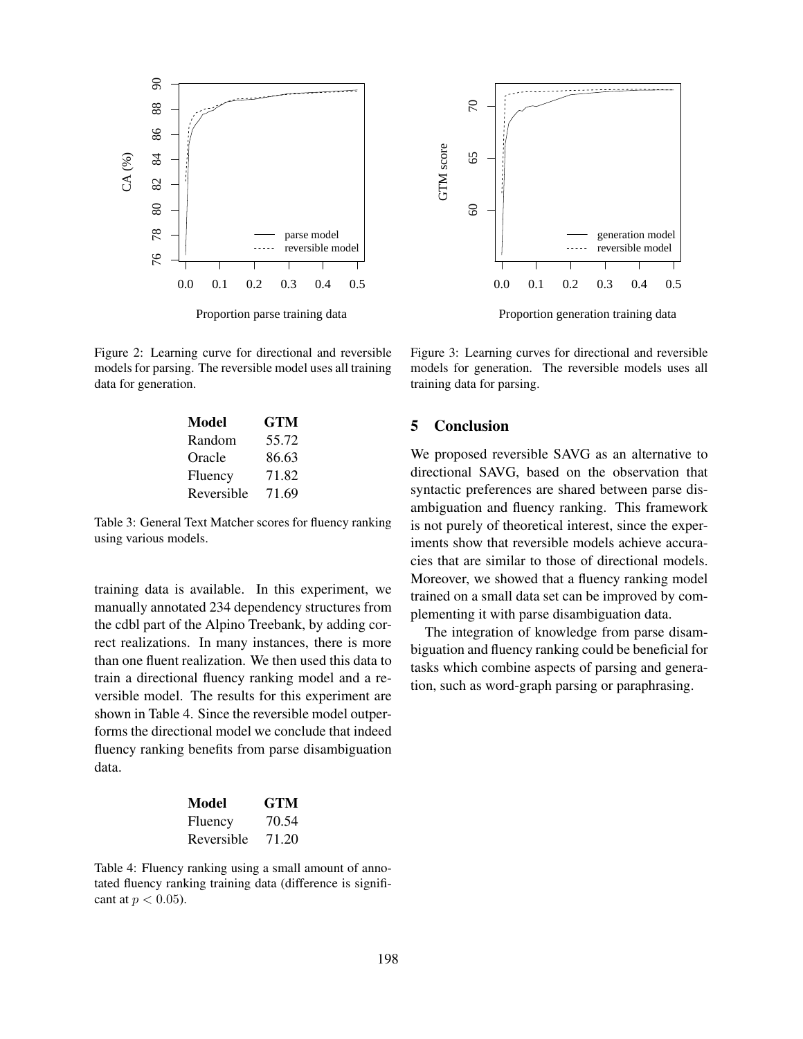Figure 2: Learning curve for directional and reversible models for parsing. The reversible model uses all training data for generation.

Figure 3: Learning curves for directional and reversible models for generation. The reversible models uses all training data for parsing.

| **Model** | **GTM** |
|---|---|
| Random | 55.72 |
| Oracle | 86.63 |
| Fluency | 71.82 |
| Reversible | 71.69 |

Table 3: General Text Matcher scores for fluency ranking using various models.

training data is available. In this experiment, we manually annotated 234 dependency structures from the cdbl part of the Alpino Treebank, by adding correct realizations. In many instances, there is more than one fluent realization. We then used this data to train a directional fluency ranking model and a reversible model. The results for this experiment are shown in Table 4. Since the reversible model outperforms the directional model we conclude that indeed fluency ranking benefits from parse disambiguation data.

| **Model** | **GTM** |
|---|---|
| Fluency | 70.54 |
| Reversible | 71.20 |

Table 4: Fluency ranking using a small amount of annotated fluency ranking training data (difference is significant at $p < 0.05$).

## 5 Conclusion

We proposed reversible SAVG as an alternative to directional SAVG, based on the observation that syntactic preferences are shared between parse disambiguation and fluency ranking. This framework is not purely of theoretical interest, since the experiments show that reversible models achieve accuracies that are similar to those of directional models. Moreover, we showed that a fluency ranking model trained on a small data set can be improved by complementing it with parse disambiguation data.

The integration of knowledge from parse disambiguation and fluency ranking could be beneficial for tasks which combine aspects of parsing and generation, such as word-graph parsing or paraphrasing.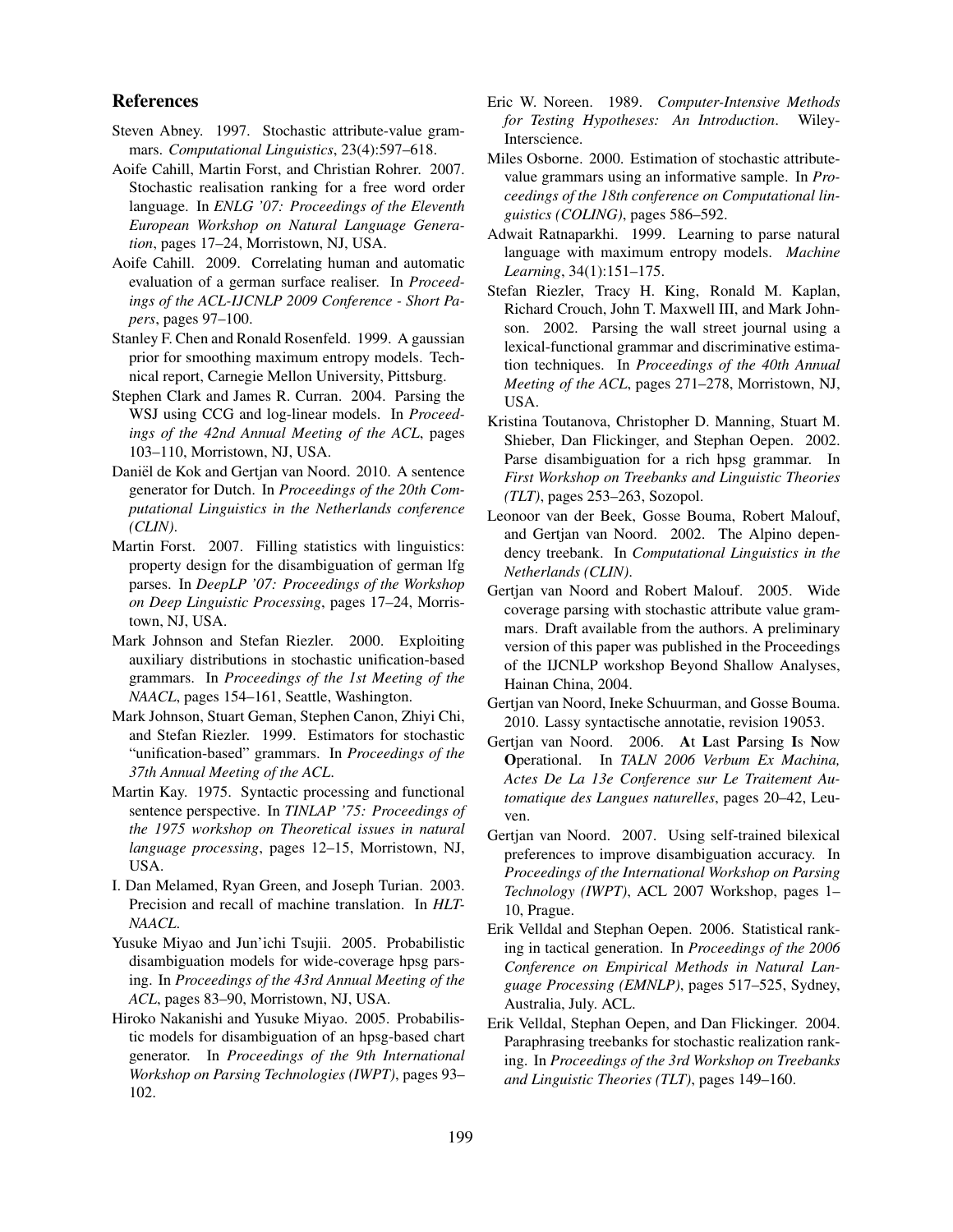## References

Steven Abney. 1997. Stochastic attribute-value grammars. *Computational Linguistics*, 23(4):597–618.

Aoife Cahill, Martin Forst, and Christian Rohrer. 2007. Stochastic realisation ranking for a free word order language. In *ENLG '07: Proceedings of the Eleventh European Workshop on Natural Language Generation*, pages 17–24, Morristown, NJ, USA.

Aoife Cahill. 2009. Correlating human and automatic evaluation of a german surface realiser. In *Proceedings of the ACL-IJCNLP 2009 Conference - Short Papers*, pages 97–100.

Stanley F. Chen and Ronald Rosenfeld. 1999. A gaussian prior for smoothing maximum entropy models. Technical report, Carnegie Mellon University, Pittsburg.

Stephen Clark and James R. Curran. 2004. Parsing the WSJ using CCG and log-linear models. In *Proceedings of the 42nd Annual Meeting of the ACL*, pages 103–110, Morristown, NJ, USA.

Daniël de Kok and Gertjan van Noord. 2010. A sentence generator for Dutch. In *Proceedings of the 20th Computational Linguistics in the Netherlands conference (CLIN)*.

Martin Forst. 2007. Filling statistics with linguistics: property design for the disambiguation of german lfg parses. In *DeepLP '07: Proceedings of the Workshop on Deep Linguistic Processing*, pages 17–24, Morristown, NJ, USA.

Mark Johnson and Stefan Riezler. 2000. Exploiting auxiliary distributions in stochastic unification-based grammars. In *Proceedings of the 1st Meeting of the NAACL*, pages 154–161, Seattle, Washington.

Mark Johnson, Stuart Geman, Stephen Canon, Zhiyi Chi, and Stefan Riezler. 1999. Estimators for stochastic "unification-based" grammars. In *Proceedings of the 37th Annual Meeting of the ACL*.

Martin Kay. 1975. Syntactic processing and functional sentence perspective. In *TINLAP '75: Proceedings of the 1975 workshop on Theoretical issues in natural language processing*, pages 12–15, Morristown, NJ, USA.

I. Dan Melamed, Ryan Green, and Joseph Turian. 2003. Precision and recall of machine translation. In *HLT-NAACL*.

Yusuke Miyao and Jun'ichi Tsujii. 2005. Probabilistic disambiguation models for wide-coverage hpsg parsing. In *Proceedings of the 43rd Annual Meeting of the ACL*, pages 83–90, Morristown, NJ, USA.

Hiroko Nakanishi and Yusuke Miyao. 2005. Probabilistic models for disambiguation of an hpsg-based chart generator. In *Proceedings of the 9th International Workshop on Parsing Technologies (IWPT)*, pages 93–102.

Eric W. Noreen. 1989. *Computer-Intensive Methods for Testing Hypotheses: An Introduction*. Wiley-Interscience.

Miles Osborne. 2000. Estimation of stochastic attribute-value grammars using an informative sample. In *Proceedings of the 18th conference on Computational linguistics (COLING)*, pages 586–592.

Adwait Ratnaparkhi. 1999. Learning to parse natural language with maximum entropy models. *Machine Learning*, 34(1):151–175.

Stefan Riezler, Tracy H. King, Ronald M. Kaplan, Richard Crouch, John T. Maxwell III, and Mark Johnson. 2002. Parsing the wall street journal using a lexical-functional grammar and discriminative estimation techniques. In *Proceedings of the 40th Annual Meeting of the ACL*, pages 271–278, Morristown, NJ, USA.

Kristina Toutanova, Christopher D. Manning, Stuart M. Shieber, Dan Flickinger, and Stephan Oepen. 2002. Parse disambiguation for a rich hpsg grammar. In *First Workshop on Treebanks and Linguistic Theories (TLT)*, pages 253–263, Sozopol.

Leonoor van der Beek, Gosse Bouma, Robert Malouf, and Gertjan van Noord. 2002. The Alpino dependency treebank. In *Computational Linguistics in the Netherlands (CLIN)*.

Gertjan van Noord and Robert Malouf. 2005. Wide coverage parsing with stochastic attribute value grammars. Draft available from the authors. A preliminary version of this paper was published in the Proceedings of the IJCNLP workshop Beyond Shallow Analyses, Hainan China, 2004.

Gertjan van Noord, Ineke Schuurman, and Gosse Bouma. 2010. Lassy syntactische annotatie, revision 19053.

Gertjan van Noord. 2006. **A**t **L**ast **P**arsing **I**s **N**ow **O**perational. In *TALN 2006 Verbum Ex Machina, Actes De La 13e Conference sur Le Traitement Automatique des Langues naturelles*, pages 20–42, Leuven.

Gertjan van Noord. 2007. Using self-trained bilexical preferences to improve disambiguation accuracy. In *Proceedings of the International Workshop on Parsing Technology (IWPT)*, ACL 2007 Workshop, pages 1–10, Prague.

Erik Velldal and Stephan Oepen. 2006. Statistical ranking in tactical generation. In *Proceedings of the 2006 Conference on Empirical Methods in Natural Language Processing (EMNLP)*, pages 517–525, Sydney, Australia, July. ACL.

Erik Velldal, Stephan Oepen, and Dan Flickinger. 2004. Paraphrasing treebanks for stochastic realization ranking. In *Proceedings of the 3rd Workshop on Treebanks and Linguistic Theories (TLT)*, pages 149–160.